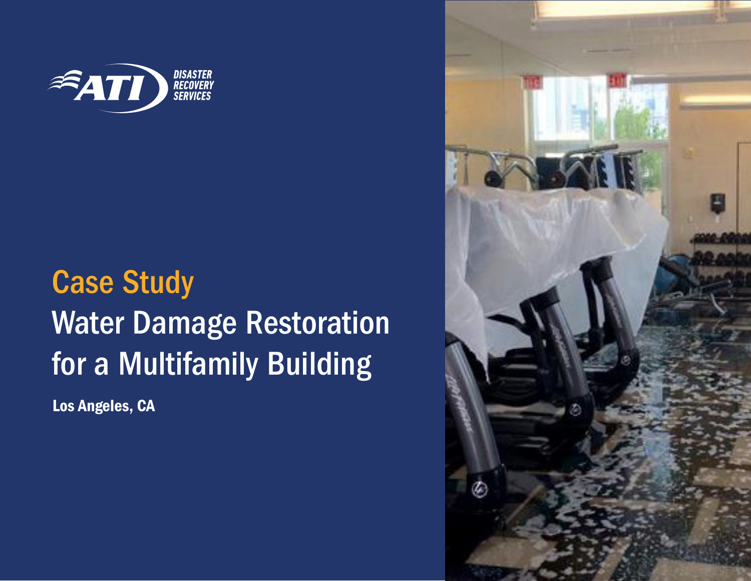ATI DISASTER RECOVERY SERVICES

# Case Study

## Water Damage Restoration for a Multifamily Building

**Los Angeles, CA**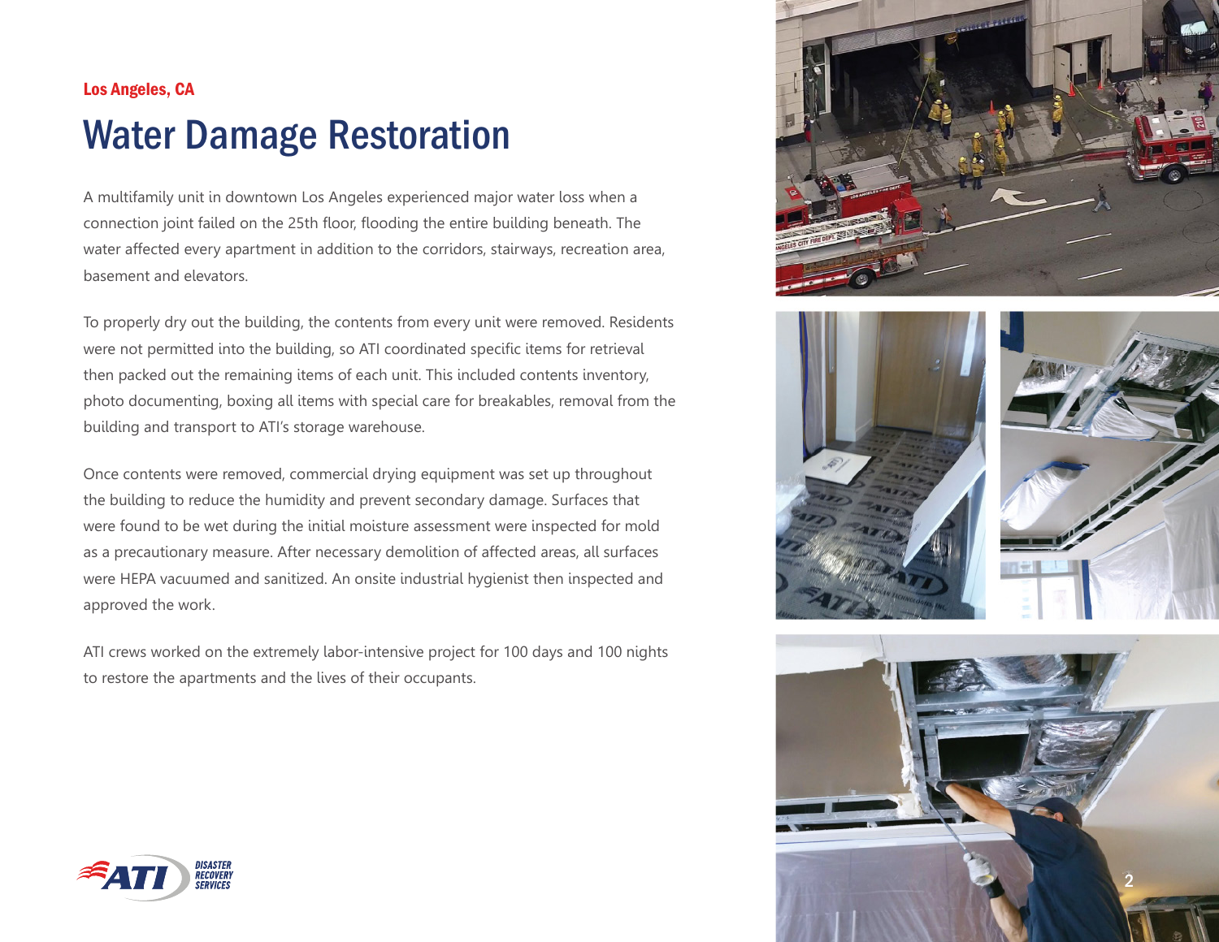Los Angeles, CA

# Water Damage Restoration

A multifamily unit in downtown Los Angeles experienced major water loss when a connection joint failed on the 25th floor, flooding the entire building beneath. The water affected every apartment in addition to the corridors, stairways, recreation area, basement and elevators.

To properly dry out the building, the contents from every unit were removed. Residents were not permitted into the building, so ATI coordinated specific items for retrieval then packed out the remaining items of each unit. This included contents inventory, photo documenting, boxing all items with special care for breakables, removal from the building and transport to ATI's storage warehouse.

Once contents were removed, commercial drying equipment was set up throughout the building to reduce the humidity and prevent secondary damage. Surfaces that were found to be wet during the initial moisture assessment were inspected for mold as a precautionary measure. After necessary demolition of affected areas, all surfaces were HEPA vacuumed and sanitized. An onsite industrial hygienist then inspected and approved the work.

ATI crews worked on the extremely labor-intensive project for 100 days and 100 nights to restore the apartments and the lives of their occupants.

ATI DISASTER RECOVERY SERVICES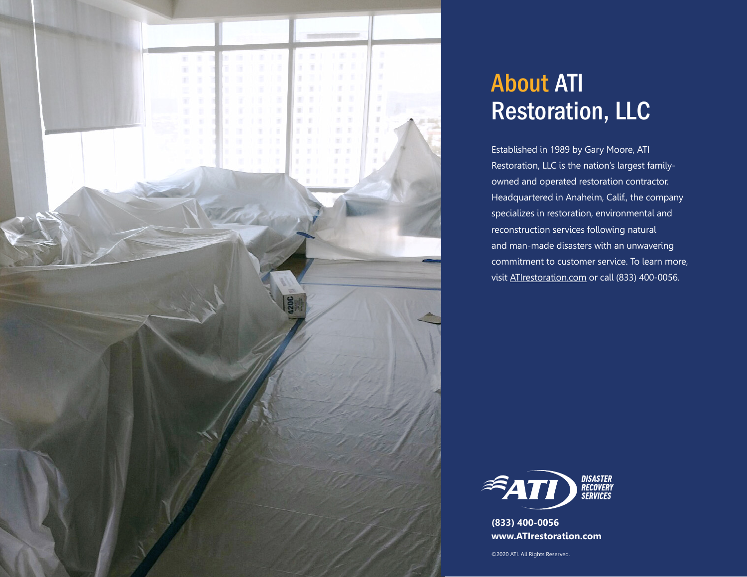# About ATI Restoration, LLC

Established in 1989 by Gary Moore, ATI Restoration, LLC is the nation's largest family-owned and operated restoration contractor. Headquartered in Anaheim, Calif., the company specializes in restoration, environmental and reconstruction services following natural and man-made disasters with an unwavering commitment to customer service. To learn more, visit ATIrestoration.com or call (833) 400-0056.

ATI DISASTER RECOVERY SERVICES

**(833) 400-0056**
**www.ATIrestoration.com**

©2020 ATI. All Rights Reserved.